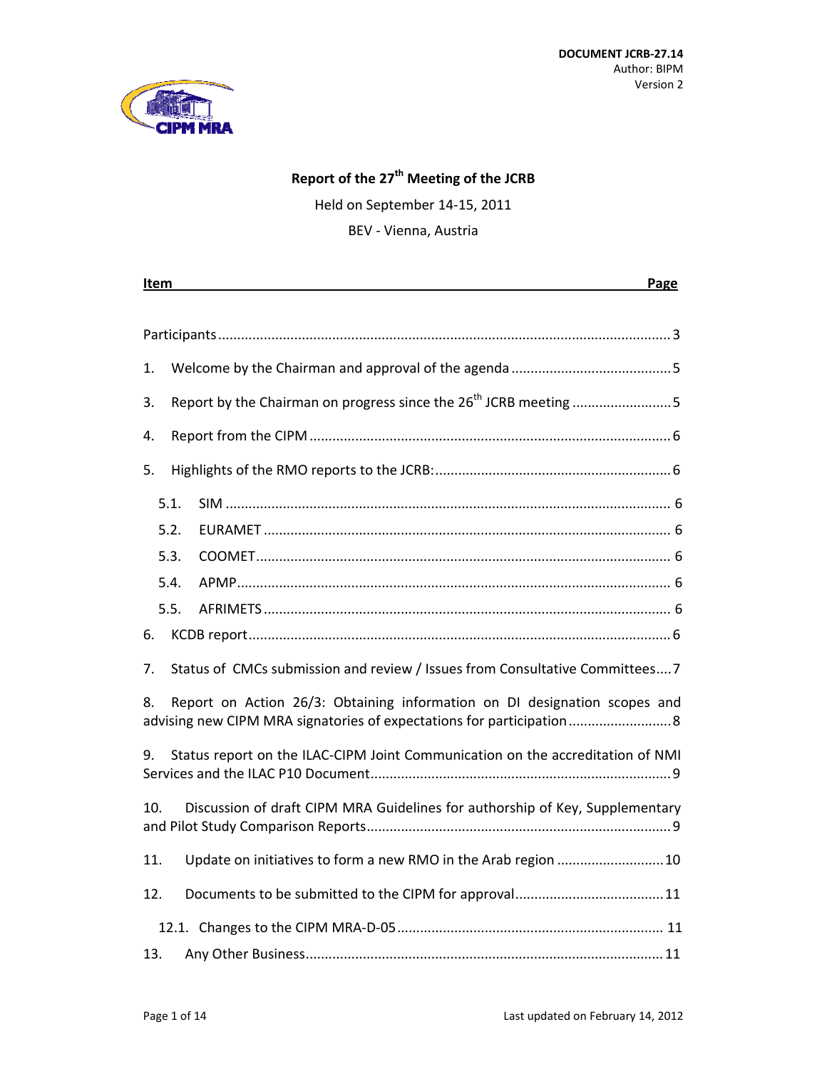**DOCUMENT JCRB-27.14**
Author: BIPM
Version 2

# Report of the 27th Meeting of the JCRB

Held on September 14-15, 2011

BEV - Vienna, Austria

| Item | Page |
|---|---|
| Participants | 3 |
| 1. Welcome by the Chairman and approval of the agenda | 5 |
| 3. Report by the Chairman on progress since the 26th JCRB meeting | 5 |
| 4. Report from the CIPM | 6 |
| 5. Highlights of the RMO reports to the JCRB: | 6 |
| 5.1. SIM | 6 |
| 5.2. EURAMET | 6 |
| 5.3. COOMET | 6 |
| 5.4. APMP | 6 |
| 5.5. AFRIMETS | 6 |
| 6. KCDB report | 6 |
| 7. Status of CMCs submission and review / Issues from Consultative Committees | 7 |
| 8. Report on Action 26/3: Obtaining information on DI designation scopes and advising new CIPM MRA signatories of expectations for participation | 8 |
| 9. Status report on the ILAC-CIPM Joint Communication on the accreditation of NMI Services and the ILAC P10 Document | 9 |
| 10. Discussion of draft CIPM MRA Guidelines for authorship of Key, Supplementary and Pilot Study Comparison Reports | 9 |
| 11. Update on initiatives to form a new RMO in the Arab region | 10 |
| 12. Documents to be submitted to the CIPM for approval | 11 |
| 12.1. Changes to the CIPM MRA-D-05 | 11 |
| 13. Any Other Business | 11 |

Last updated on February 14, 2012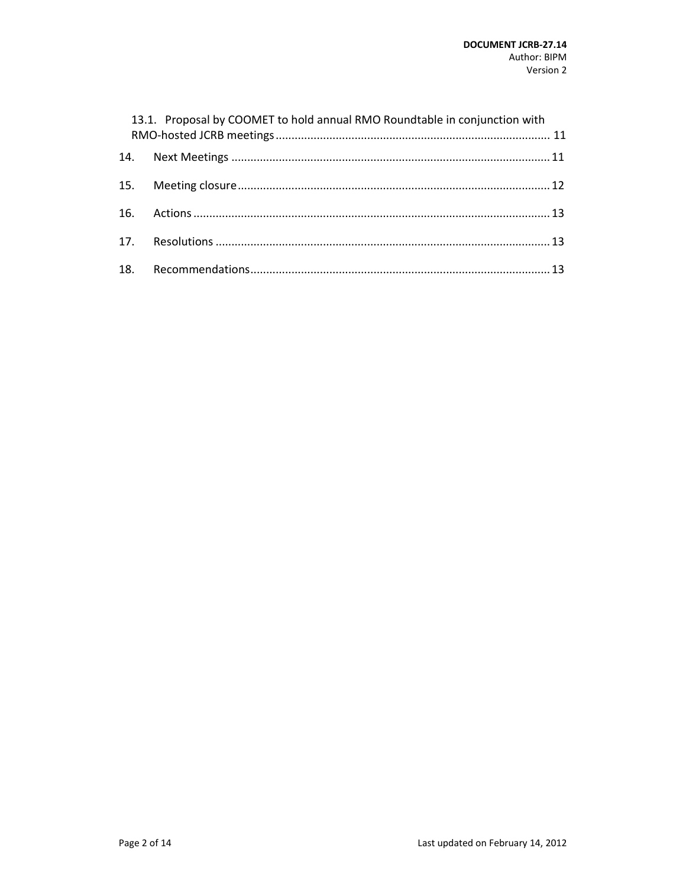13.1. Proposal by COOMET to hold annual RMO Roundtable in conjunction with RMO-hosted JCRB meetings ........ 11

14. Next Meetings ........ 11

15. Meeting closure ........ 12

16. Actions ........ 13

17. Resolutions ........ 13

18. Recommendations ........ 13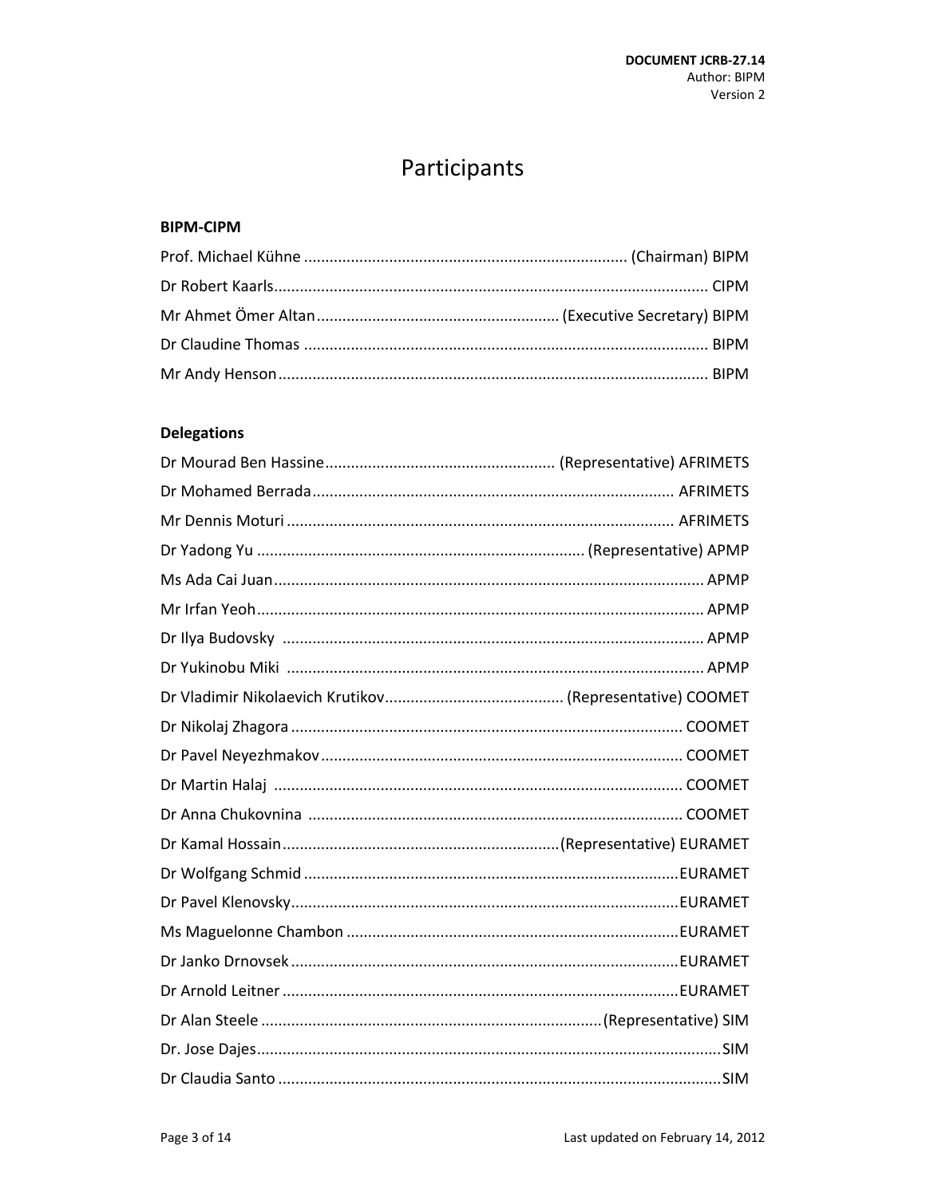# Participants

**BIPM-CIPM**

Prof. Michael Kühne ............................................................................ (Chairman) BIPM

Dr Robert Kaarls.................................................................................................. CIPM

Mr Ahmet Ömer Altan......................................................... (Executive Secretary) BIPM

Dr Claudine Thomas ............................................................................................. BIPM

Mr Andy Henson................................................................................................... BIPM

**Delegations**

Dr Mourad Ben Hassine..................................................... (Representative) AFRIMETS

Dr Mohamed Berrada.................................................................................... AFRIMETS

Mr Dennis Moturi .......................................................................................... AFRIMETS

Dr Yadong Yu ............................................................................ (Representative) APMP

Ms Ada Cai Juan.................................................................................................. APMP

Mr Irfan Yeoh....................................................................................................... APMP

Dr Ilya Budovsky .................................................................................................. APMP

Dr Yukinobu Miki ................................................................................................. APMP

Dr Vladimir Nikolaevich Krutikov.......................................... (Representative) COOMET

Dr Nikolaj Zhagora ........................................................................................... COOMET

Dr Pavel Neyezhmakov..................................................................................... COOMET

Dr Martin Halaj ................................................................................................ COOMET

Dr Anna Chukovnina ....................................................................................... COOMET

Dr Kamal Hossain................................................................(Representative) EURAMET

Dr Wolfgang Schmid .......................................................................................EURAMET

Dr Pavel Klenovsky..........................................................................................EURAMET

Ms Maguelonne Chambon ..............................................................................EURAMET

Dr Janko Drnovsek ..........................................................................................EURAMET

Dr Arnold Leitner ............................................................................................EURAMET

Dr Alan Steele ................................................................................(Representative) SIM

Dr. Jose Dajes............................................................................................................SIM

Dr Claudia Santo .......................................................................................................SIM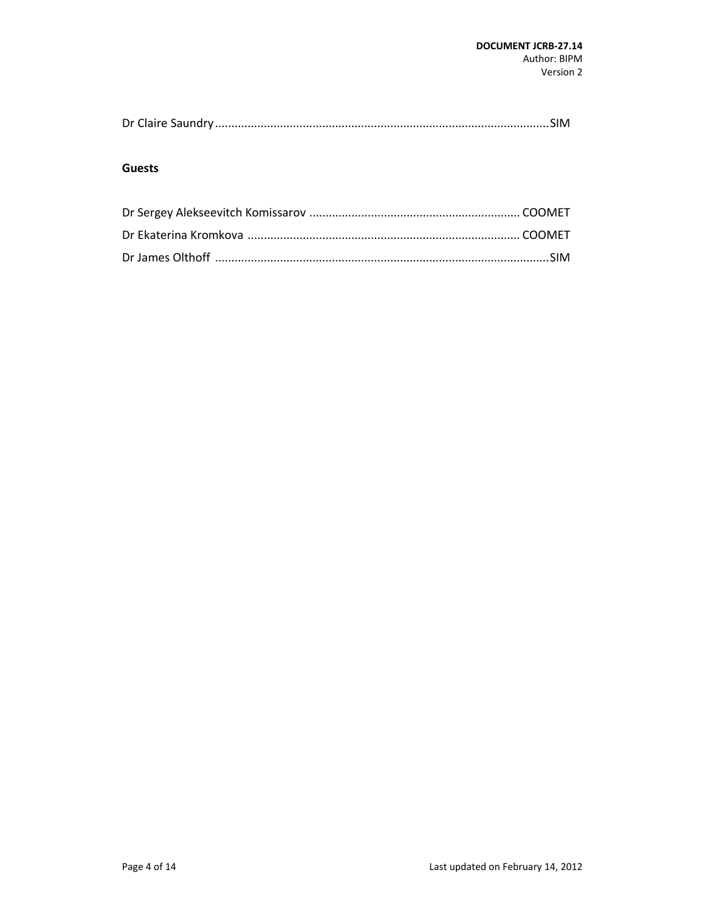Dr Claire Saundry ........................................................................................................ SIM

## Guests

Dr Sergey Alekseevitch Komissarov ................................................................ COOMET

Dr Ekaterina Kromkova ................................................................................... COOMET

Dr James Olthoff ........................................................................................................ SIM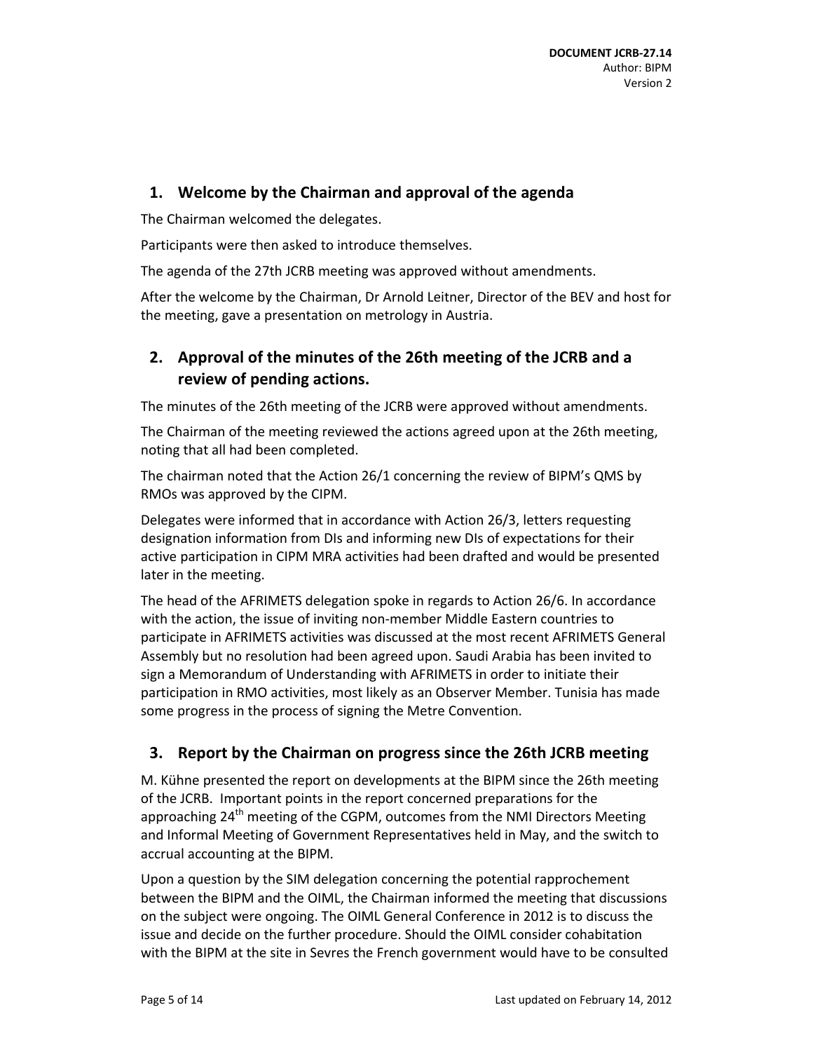## 1. Welcome by the Chairman and approval of the agenda

The Chairman welcomed the delegates.

Participants were then asked to introduce themselves.

The agenda of the 27th JCRB meeting was approved without amendments.

After the welcome by the Chairman, Dr Arnold Leitner, Director of the BEV and host for the meeting, gave a presentation on metrology in Austria.

## 2. Approval of the minutes of the 26th meeting of the JCRB and a review of pending actions.

The minutes of the 26th meeting of the JCRB were approved without amendments.

The Chairman of the meeting reviewed the actions agreed upon at the 26th meeting, noting that all had been completed.

The chairman noted that the Action 26/1 concerning the review of BIPM's QMS by RMOs was approved by the CIPM.

Delegates were informed that in accordance with Action 26/3, letters requesting designation information from DIs and informing new DIs of expectations for their active participation in CIPM MRA activities had been drafted and would be presented later in the meeting.

The head of the AFRIMETS delegation spoke in regards to Action 26/6. In accordance with the action, the issue of inviting non-member Middle Eastern countries to participate in AFRIMETS activities was discussed at the most recent AFRIMETS General Assembly but no resolution had been agreed upon. Saudi Arabia has been invited to sign a Memorandum of Understanding with AFRIMETS in order to initiate their participation in RMO activities, most likely as an Observer Member. Tunisia has made some progress in the process of signing the Metre Convention.

## 3. Report by the Chairman on progress since the 26th JCRB meeting

M. Kühne presented the report on developments at the BIPM since the 26th meeting of the JCRB. Important points in the report concerned preparations for the approaching 24th meeting of the CGPM, outcomes from the NMI Directors Meeting and Informal Meeting of Government Representatives held in May, and the switch to accrual accounting at the BIPM.

Upon a question by the SIM delegation concerning the potential rapprochement between the BIPM and the OIML, the Chairman informed the meeting that discussions on the subject were ongoing. The OIML General Conference in 2012 is to discuss the issue and decide on the further procedure. Should the OIML consider cohabitation with the BIPM at the site in Sevres the French government would have to be consulted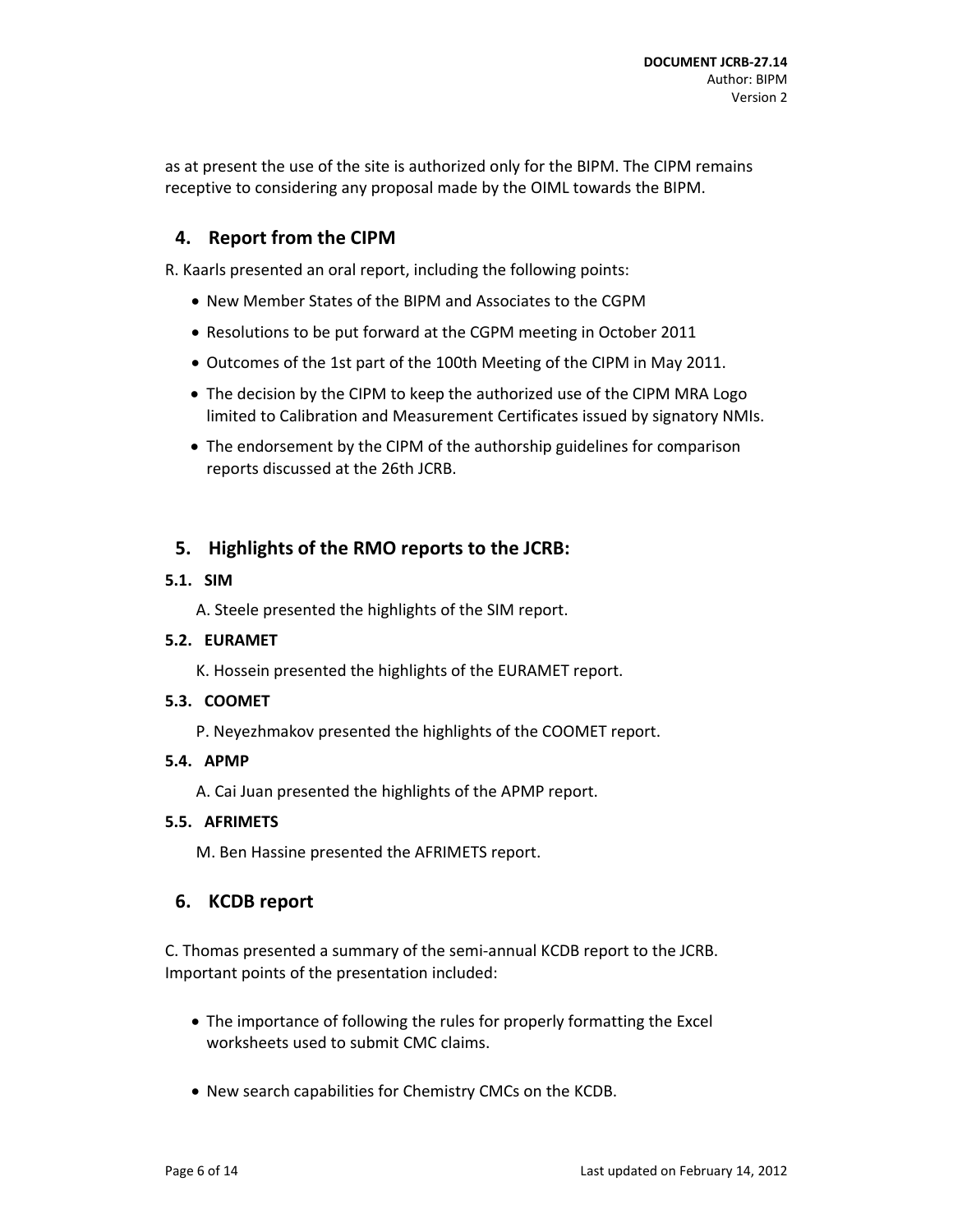as at present the use of the site is authorized only for the BIPM. The CIPM remains receptive to considering any proposal made by the OIML towards the BIPM.

## 4. Report from the CIPM

R. Kaarls presented an oral report, including the following points:

- New Member States of the BIPM and Associates to the CGPM
- Resolutions to be put forward at the CGPM meeting in October 2011
- Outcomes of the 1st part of the 100th Meeting of the CIPM in May 2011.
- The decision by the CIPM to keep the authorized use of the CIPM MRA Logo limited to Calibration and Measurement Certificates issued by signatory NMIs.
- The endorsement by the CIPM of the authorship guidelines for comparison reports discussed at the 26th JCRB.

## 5. Highlights of the RMO reports to the JCRB:

### 5.1. SIM

A. Steele presented the highlights of the SIM report.

### 5.2. EURAMET

K. Hossein presented the highlights of the EURAMET report.

### 5.3. COOMET

P. Neyezhmakov presented the highlights of the COOMET report.

### 5.4. APMP

A. Cai Juan presented the highlights of the APMP report.

### 5.5. AFRIMETS

M. Ben Hassine presented the AFRIMETS report.

## 6. KCDB report

C. Thomas presented a summary of the semi-annual KCDB report to the JCRB. Important points of the presentation included:

- The importance of following the rules for properly formatting the Excel worksheets used to submit CMC claims.
- New search capabilities for Chemistry CMCs on the KCDB.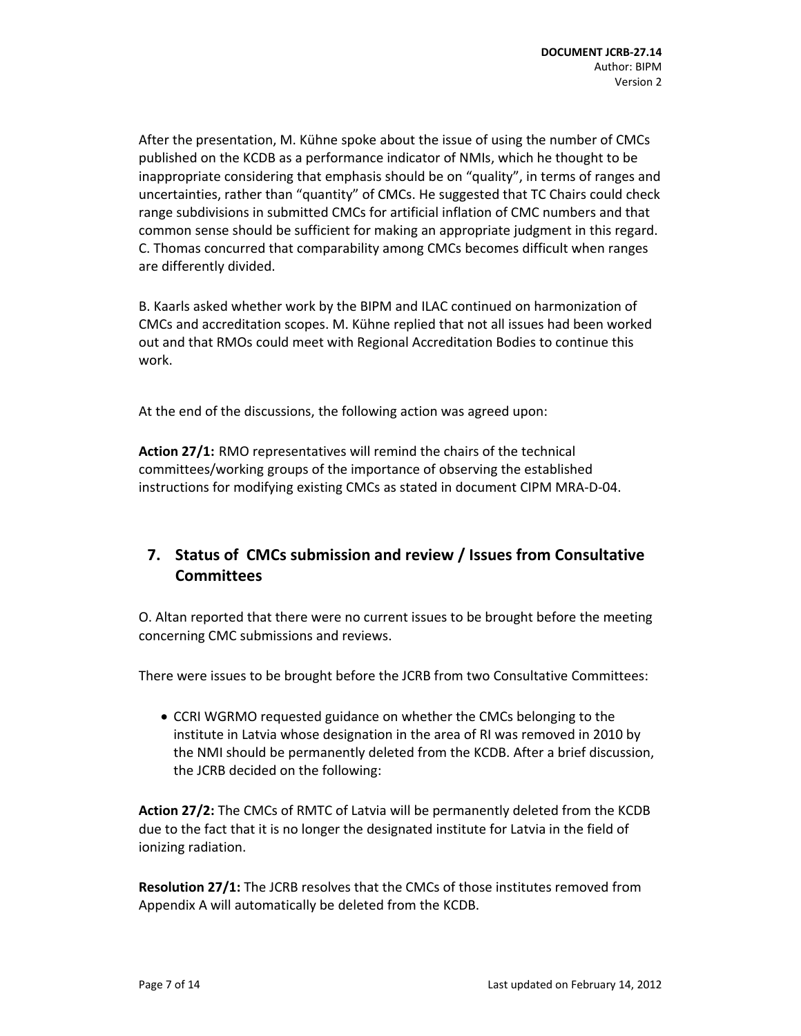After the presentation, M. Kühne spoke about the issue of using the number of CMCs published on the KCDB as a performance indicator of NMIs, which he thought to be inappropriate considering that emphasis should be on “quality”, in terms of ranges and uncertainties, rather than “quantity” of CMCs. He suggested that TC Chairs could check range subdivisions in submitted CMCs for artificial inflation of CMC numbers and that common sense should be sufficient for making an appropriate judgment in this regard. C. Thomas concurred that comparability among CMCs becomes difficult when ranges are differently divided.

B. Kaarls asked whether work by the BIPM and ILAC continued on harmonization of CMCs and accreditation scopes. M. Kühne replied that not all issues had been worked out and that RMOs could meet with Regional Accreditation Bodies to continue this work.

At the end of the discussions, the following action was agreed upon:

**Action 27/1:** RMO representatives will remind the chairs of the technical committees/working groups of the importance of observing the established instructions for modifying existing CMCs as stated in document CIPM MRA-D-04.

## 7. Status of CMCs submission and review / Issues from Consultative Committees

O. Altan reported that there were no current issues to be brought before the meeting concerning CMC submissions and reviews.

There were issues to be brought before the JCRB from two Consultative Committees:

- CCRI WGRMO requested guidance on whether the CMCs belonging to the institute in Latvia whose designation in the area of RI was removed in 2010 by the NMI should be permanently deleted from the KCDB. After a brief discussion, the JCRB decided on the following:

**Action 27/2:** The CMCs of RMTC of Latvia will be permanently deleted from the KCDB due to the fact that it is no longer the designated institute for Latvia in the field of ionizing radiation.

**Resolution 27/1:** The JCRB resolves that the CMCs of those institutes removed from Appendix A will automatically be deleted from the KCDB.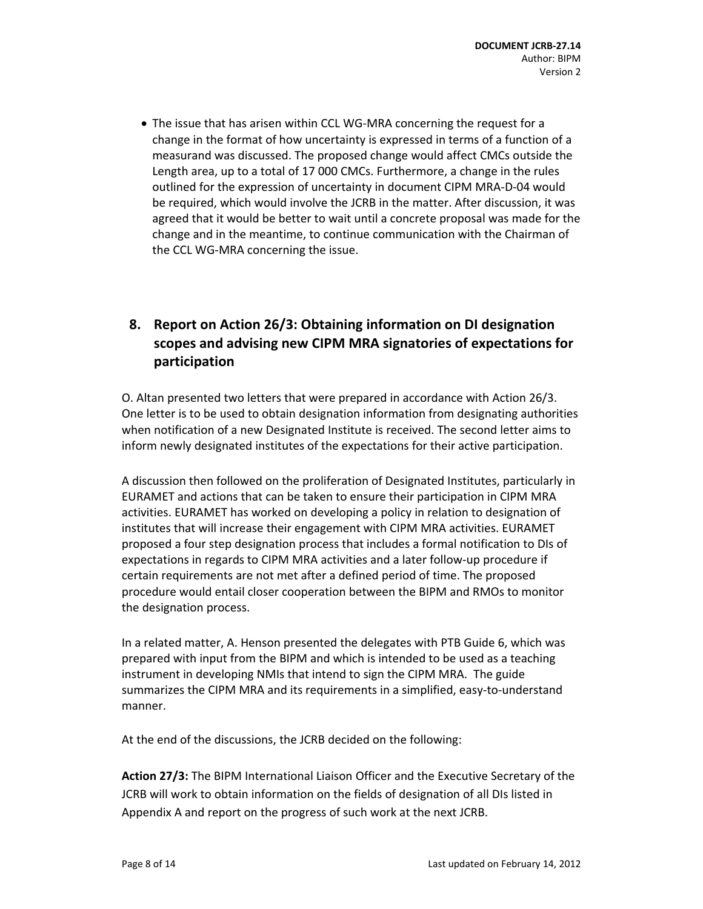- The issue that has arisen within CCL WG-MRA concerning the request for a change in the format of how uncertainty is expressed in terms of a function of a measurand was discussed. The proposed change would affect CMCs outside the Length area, up to a total of 17 000 CMCs. Furthermore, a change in the rules outlined for the expression of uncertainty in document CIPM MRA-D-04 would be required, which would involve the JCRB in the matter. After discussion, it was agreed that it would be better to wait until a concrete proposal was made for the change and in the meantime, to continue communication with the Chairman of the CCL WG-MRA concerning the issue.

## 8. Report on Action 26/3: Obtaining information on DI designation scopes and advising new CIPM MRA signatories of expectations for participation

O. Altan presented two letters that were prepared in accordance with Action 26/3. One letter is to be used to obtain designation information from designating authorities when notification of a new Designated Institute is received. The second letter aims to inform newly designated institutes of the expectations for their active participation.

A discussion then followed on the proliferation of Designated Institutes, particularly in EURAMET and actions that can be taken to ensure their participation in CIPM MRA activities. EURAMET has worked on developing a policy in relation to designation of institutes that will increase their engagement with CIPM MRA activities. EURAMET proposed a four step designation process that includes a formal notification to DIs of expectations in regards to CIPM MRA activities and a later follow-up procedure if certain requirements are not met after a defined period of time. The proposed procedure would entail closer cooperation between the BIPM and RMOs to monitor the designation process.

In a related matter, A. Henson presented the delegates with PTB Guide 6, which was prepared with input from the BIPM and which is intended to be used as a teaching instrument in developing NMIs that intend to sign the CIPM MRA. The guide summarizes the CIPM MRA and its requirements in a simplified, easy-to-understand manner.

At the end of the discussions, the JCRB decided on the following:

**Action 27/3:** The BIPM International Liaison Officer and the Executive Secretary of the JCRB will work to obtain information on the fields of designation of all DIs listed in Appendix A and report on the progress of such work at the next JCRB.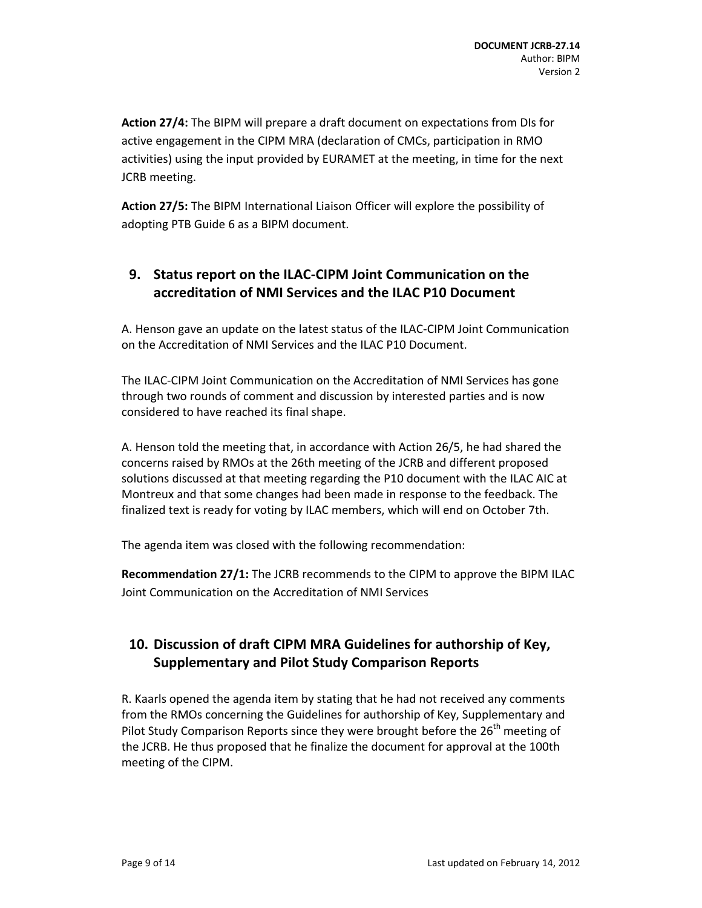**Action 27/4:** The BIPM will prepare a draft document on expectations from DIs for active engagement in the CIPM MRA (declaration of CMCs, participation in RMO activities) using the input provided by EURAMET at the meeting, in time for the next JCRB meeting.

**Action 27/5:** The BIPM International Liaison Officer will explore the possibility of adopting PTB Guide 6 as a BIPM document.

## 9. Status report on the ILAC-CIPM Joint Communication on the accreditation of NMI Services and the ILAC P10 Document

A. Henson gave an update on the latest status of the ILAC-CIPM Joint Communication on the Accreditation of NMI Services and the ILAC P10 Document.

The ILAC-CIPM Joint Communication on the Accreditation of NMI Services has gone through two rounds of comment and discussion by interested parties and is now considered to have reached its final shape.

A. Henson told the meeting that, in accordance with Action 26/5, he had shared the concerns raised by RMOs at the 26th meeting of the JCRB and different proposed solutions discussed at that meeting regarding the P10 document with the ILAC AIC at Montreux and that some changes had been made in response to the feedback. The finalized text is ready for voting by ILAC members, which will end on October 7th.

The agenda item was closed with the following recommendation:

**Recommendation 27/1:** The JCRB recommends to the CIPM to approve the BIPM ILAC Joint Communication on the Accreditation of NMI Services

## 10. Discussion of draft CIPM MRA Guidelines for authorship of Key, Supplementary and Pilot Study Comparison Reports

R. Kaarls opened the agenda item by stating that he had not received any comments from the RMOs concerning the Guidelines for authorship of Key, Supplementary and Pilot Study Comparison Reports since they were brought before the 26th meeting of the JCRB. He thus proposed that he finalize the document for approval at the 100th meeting of the CIPM.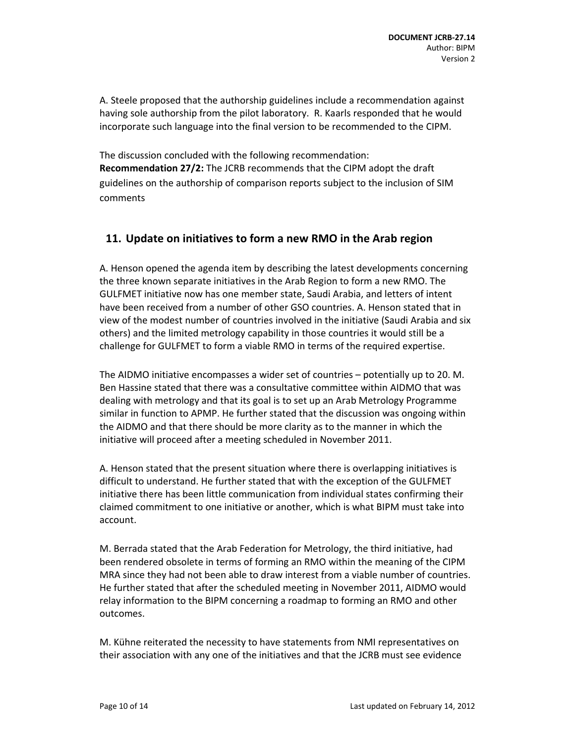A. Steele proposed that the authorship guidelines include a recommendation against having sole authorship from the pilot laboratory. R. Kaarls responded that he would incorporate such language into the final version to be recommended to the CIPM.

The discussion concluded with the following recommendation:
**Recommendation 27/2:** The JCRB recommends that the CIPM adopt the draft guidelines on the authorship of comparison reports subject to the inclusion of SIM comments

## 11. Update on initiatives to form a new RMO in the Arab region

A. Henson opened the agenda item by describing the latest developments concerning the three known separate initiatives in the Arab Region to form a new RMO. The GULFMET initiative now has one member state, Saudi Arabia, and letters of intent have been received from a number of other GSO countries. A. Henson stated that in view of the modest number of countries involved in the initiative (Saudi Arabia and six others) and the limited metrology capability in those countries it would still be a challenge for GULFMET to form a viable RMO in terms of the required expertise.

The AIDMO initiative encompasses a wider set of countries – potentially up to 20. M. Ben Hassine stated that there was a consultative committee within AIDMO that was dealing with metrology and that its goal is to set up an Arab Metrology Programme similar in function to APMP. He further stated that the discussion was ongoing within the AIDMO and that there should be more clarity as to the manner in which the initiative will proceed after a meeting scheduled in November 2011.

A. Henson stated that the present situation where there is overlapping initiatives is difficult to understand. He further stated that with the exception of the GULFMET initiative there has been little communication from individual states confirming their claimed commitment to one initiative or another, which is what BIPM must take into account.

M. Berrada stated that the Arab Federation for Metrology, the third initiative, had been rendered obsolete in terms of forming an RMO within the meaning of the CIPM MRA since they had not been able to draw interest from a viable number of countries. He further stated that after the scheduled meeting in November 2011, AIDMO would relay information to the BIPM concerning a roadmap to forming an RMO and other outcomes.

M. Kühne reiterated the necessity to have statements from NMI representatives on their association with any one of the initiatives and that the JCRB must see evidence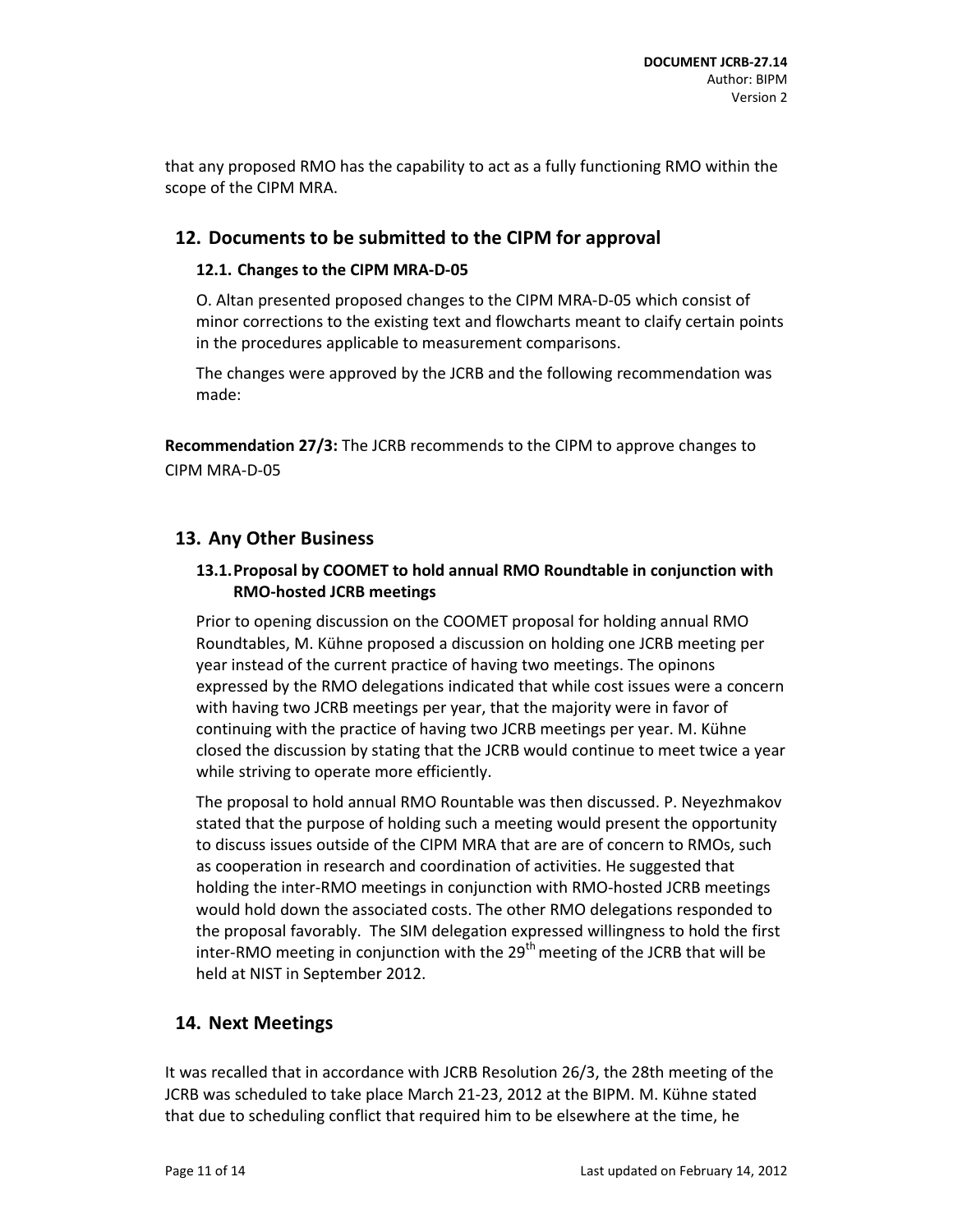that any proposed RMO has the capability to act as a fully functioning RMO within the scope of the CIPM MRA.

## 12. Documents to be submitted to the CIPM for approval

### 12.1. Changes to the CIPM MRA-D-05

O. Altan presented proposed changes to the CIPM MRA-D-05 which consist of minor corrections to the existing text and flowcharts meant to claify certain points in the procedures applicable to measurement comparisons.

The changes were approved by the JCRB and the following recommendation was made:

**Recommendation 27/3:** The JCRB recommends to the CIPM to approve changes to CIPM MRA-D-05

## 13. Any Other Business

### 13.1. Proposal by COOMET to hold annual RMO Roundtable in conjunction with RMO-hosted JCRB meetings

Prior to opening discussion on the COOMET proposal for holding annual RMO Roundtables, M. Kühne proposed a discussion on holding one JCRB meeting per year instead of the current practice of having two meetings. The opinons expressed by the RMO delegations indicated that while cost issues were a concern with having two JCRB meetings per year, that the majority were in favor of continuing with the practice of having two JCRB meetings per year. M. Kühne closed the discussion by stating that the JCRB would continue to meet twice a year while striving to operate more efficiently.

The proposal to hold annual RMO Rountable was then discussed. P. Neyezhmakov stated that the purpose of holding such a meeting would present the opportunity to discuss issues outside of the CIPM MRA that are are of concern to RMOs, such as cooperation in research and coordination of activities. He suggested that holding the inter-RMO meetings in conjunction with RMO-hosted JCRB meetings would hold down the associated costs. The other RMO delegations responded to the proposal favorably. The SIM delegation expressed willingness to hold the first inter-RMO meeting in conjunction with the 29th meeting of the JCRB that will be held at NIST in September 2012.

## 14. Next Meetings

It was recalled that in accordance with JCRB Resolution 26/3, the 28th meeting of the JCRB was scheduled to take place March 21-23, 2012 at the BIPM. M. Kühne stated that due to scheduling conflict that required him to be elsewhere at the time, he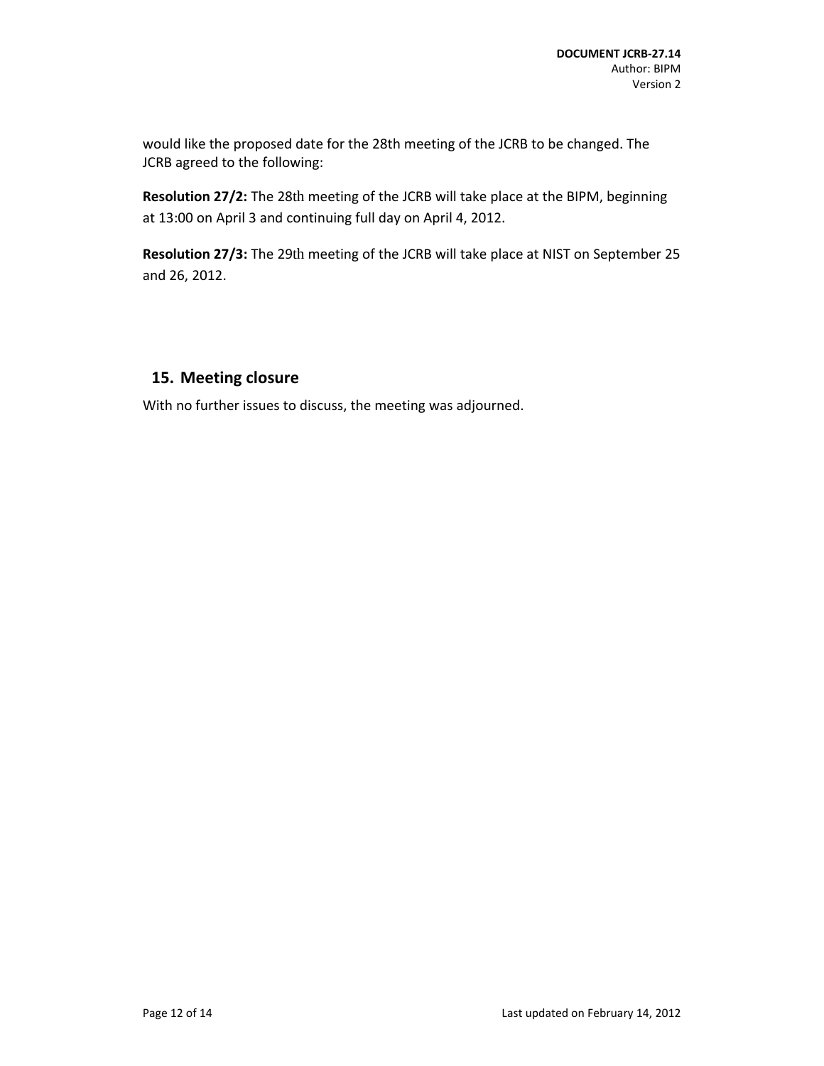would like the proposed date for the 28th meeting of the JCRB to be changed. The JCRB agreed to the following:

**Resolution 27/2:** The 28th meeting of the JCRB will take place at the BIPM, beginning at 13:00 on April 3 and continuing full day on April 4, 2012.

**Resolution 27/3:** The 29th meeting of the JCRB will take place at NIST on September 25 and 26, 2012.

## 15. Meeting closure

With no further issues to discuss, the meeting was adjourned.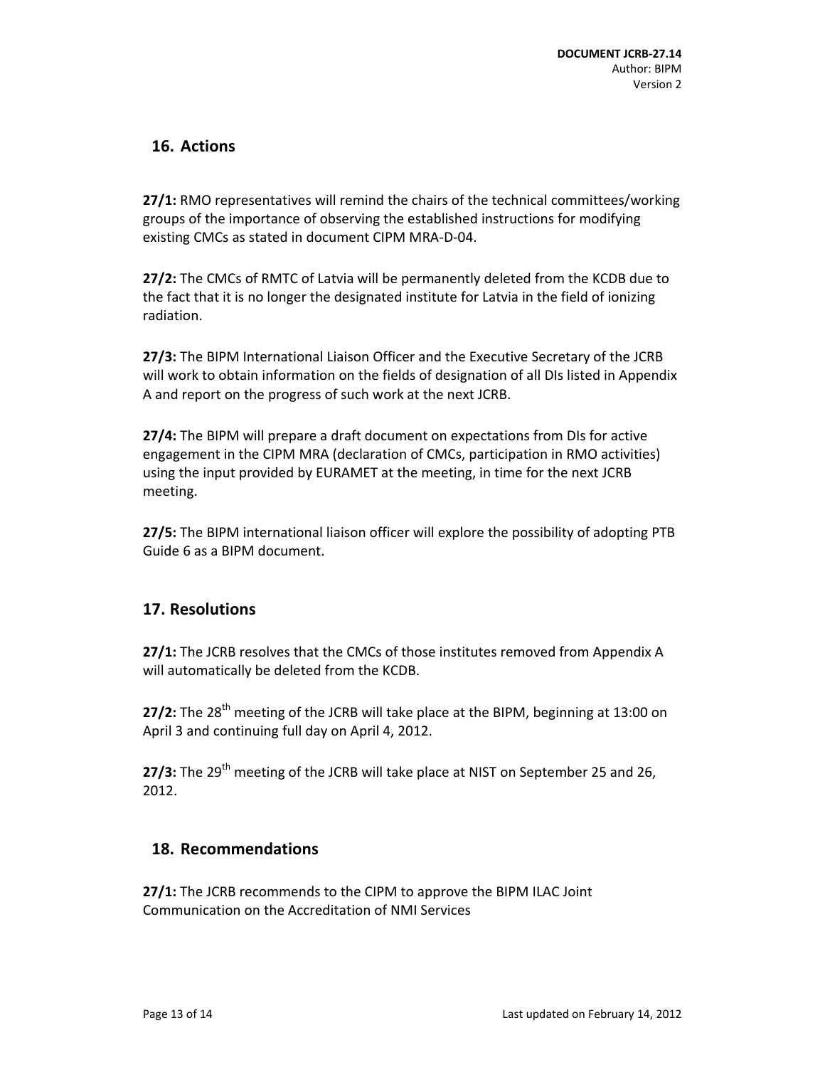## 16. Actions

**27/1:** RMO representatives will remind the chairs of the technical committees/working groups of the importance of observing the established instructions for modifying existing CMCs as stated in document CIPM MRA-D-04.

**27/2:** The CMCs of RMTC of Latvia will be permanently deleted from the KCDB due to the fact that it is no longer the designated institute for Latvia in the field of ionizing radiation.

**27/3:** The BIPM International Liaison Officer and the Executive Secretary of the JCRB will work to obtain information on the fields of designation of all DIs listed in Appendix A and report on the progress of such work at the next JCRB.

**27/4:** The BIPM will prepare a draft document on expectations from DIs for active engagement in the CIPM MRA (declaration of CMCs, participation in RMO activities) using the input provided by EURAMET at the meeting, in time for the next JCRB meeting.

**27/5:** The BIPM international liaison officer will explore the possibility of adopting PTB Guide 6 as a BIPM document.

## 17. Resolutions

**27/1:** The JCRB resolves that the CMCs of those institutes removed from Appendix A will automatically be deleted from the KCDB.

**27/2:** The 28th meeting of the JCRB will take place at the BIPM, beginning at 13:00 on April 3 and continuing full day on April 4, 2012.

**27/3:** The 29th meeting of the JCRB will take place at NIST on September 25 and 26, 2012.

## 18. Recommendations

**27/1:** The JCRB recommends to the CIPM to approve the BIPM ILAC Joint Communication on the Accreditation of NMI Services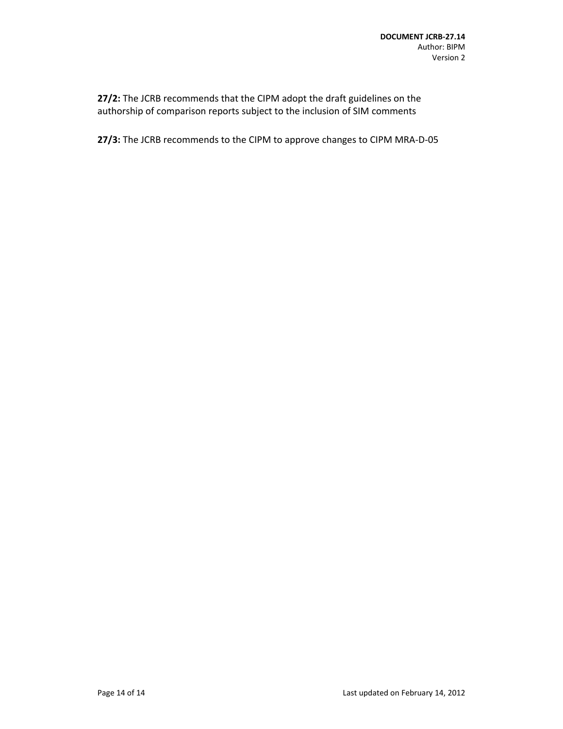**27/2:** The JCRB recommends that the CIPM adopt the draft guidelines on the authorship of comparison reports subject to the inclusion of SIM comments

**27/3:** The JCRB recommends to the CIPM to approve changes to CIPM MRA-D-05